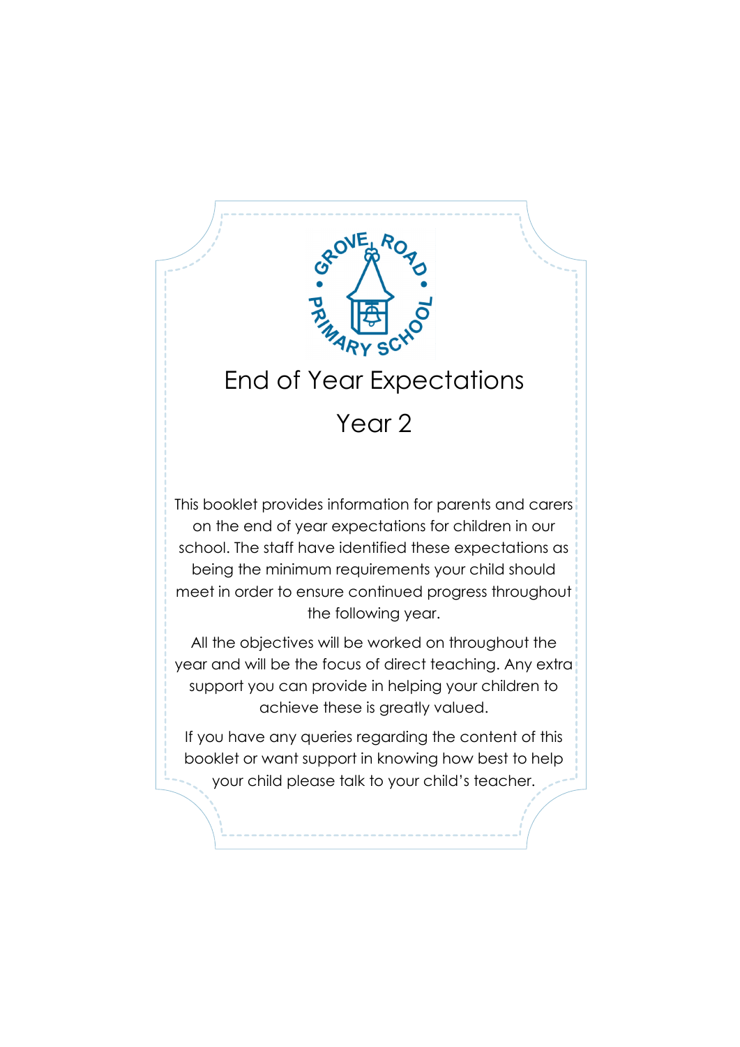# End of Year Expectations

## Year 2

This booklet provides information for parents and carers on the end of year expectations for children in our school. The staff have identified these expectations as being the minimum requirements your child should meet in order to ensure continued progress throughout the following year.

All the objectives will be worked on throughout the year and will be the focus of direct teaching. Any extra support you can provide in helping your children to achieve these is greatly valued.

If you have any queries regarding the content of this booklet or want support in knowing how best to help your child please talk to your child's teacher.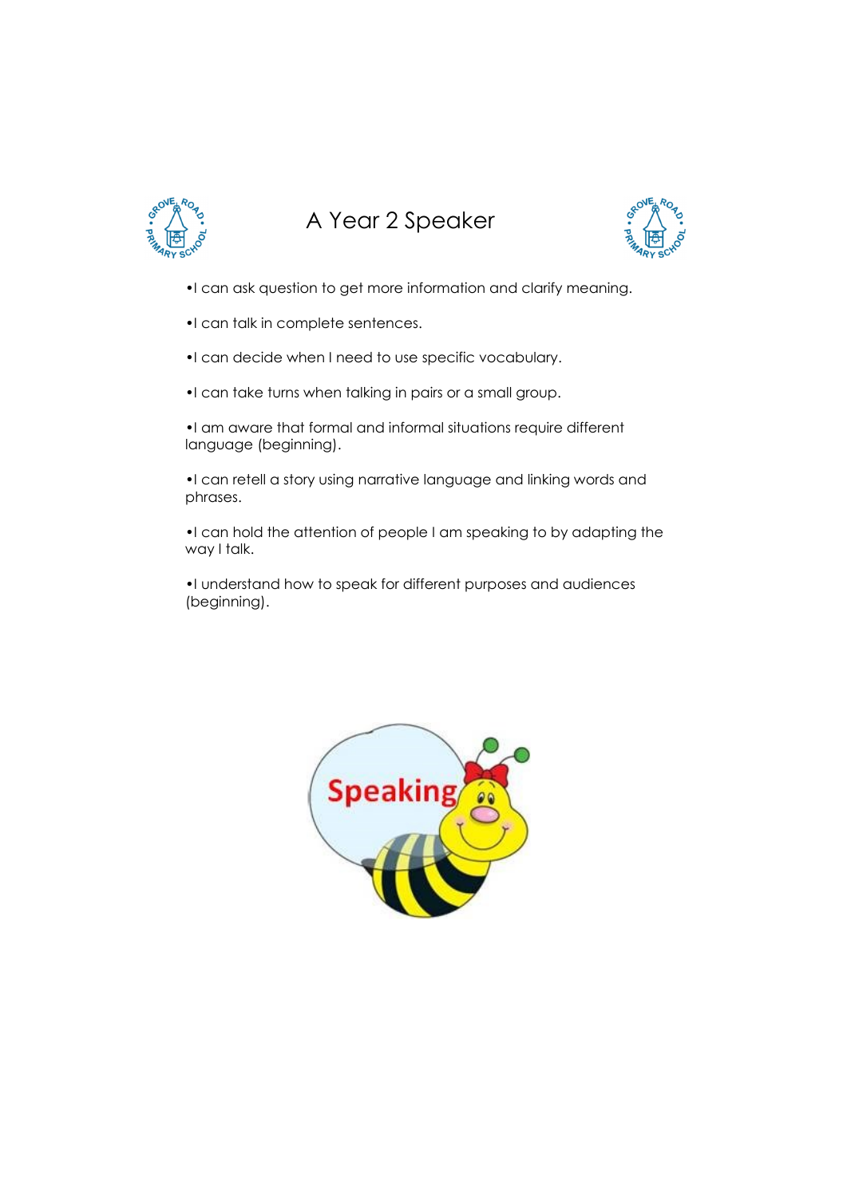# A Year 2 Speaker

- I can ask question to get more information and clarify meaning.
- I can talk in complete sentences.
- I can decide when I need to use specific vocabulary.
- I can take turns when talking in pairs or a small group.
- I am aware that formal and informal situations require different language (beginning).
- I can retell a story using narrative language and linking words and phrases.
- I can hold the attention of people I am speaking to by adapting the way I talk.
- I understand how to speak for different purposes and audiences (beginning).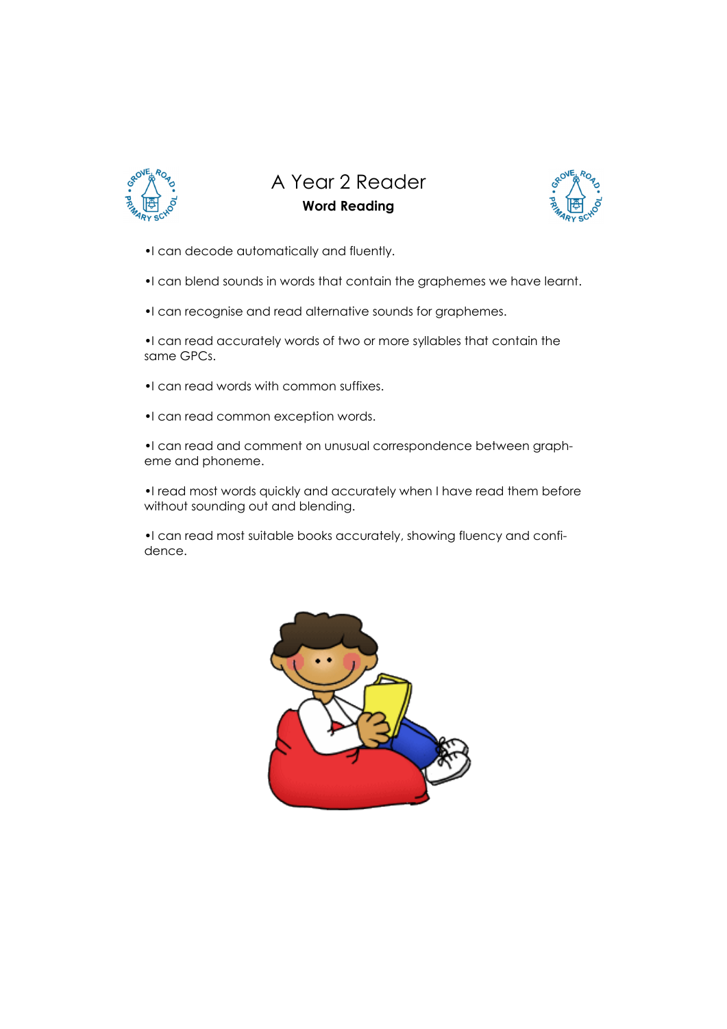# A Year 2 Reader

## Word Reading

- I can decode automatically and fluently.
- I can blend sounds in words that contain the graphemes we have learnt.
- I can recognise and read alternative sounds for graphemes.
- I can read accurately words of two or more syllables that contain the same GPCs.
- I can read words with common suffixes.
- I can read common exception words.
- I can read and comment on unusual correspondence between grapheme and phoneme.
- I read most words quickly and accurately when I have read them before without sounding out and blending.
- I can read most suitable books accurately, showing fluency and confidence.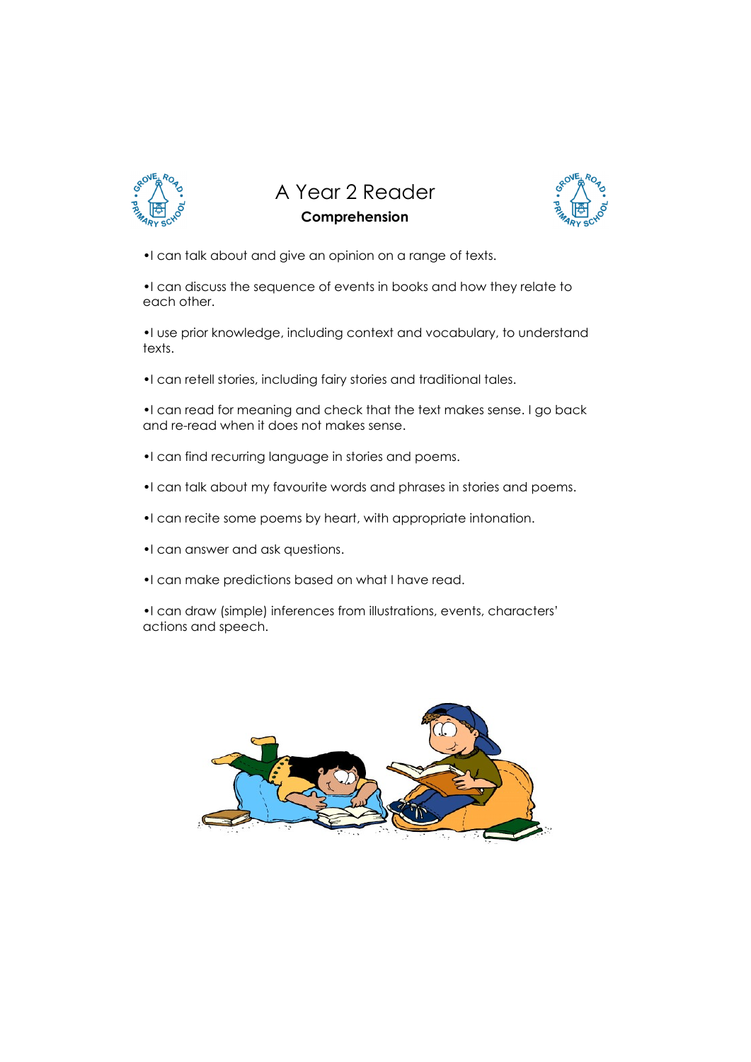# A Year 2 Reader

**Comprehension**

- I can talk about and give an opinion on a range of texts.
- I can discuss the sequence of events in books and how they relate to each other.
- I use prior knowledge, including context and vocabulary, to understand texts.
- I can retell stories, including fairy stories and traditional tales.
- I can read for meaning and check that the text makes sense. I go back and re-read when it does not makes sense.
- I can find recurring language in stories and poems.
- I can talk about my favourite words and phrases in stories and poems.
- I can recite some poems by heart, with appropriate intonation.
- I can answer and ask questions.
- I can make predictions based on what I have read.
- I can draw (simple) inferences from illustrations, events, characters' actions and speech.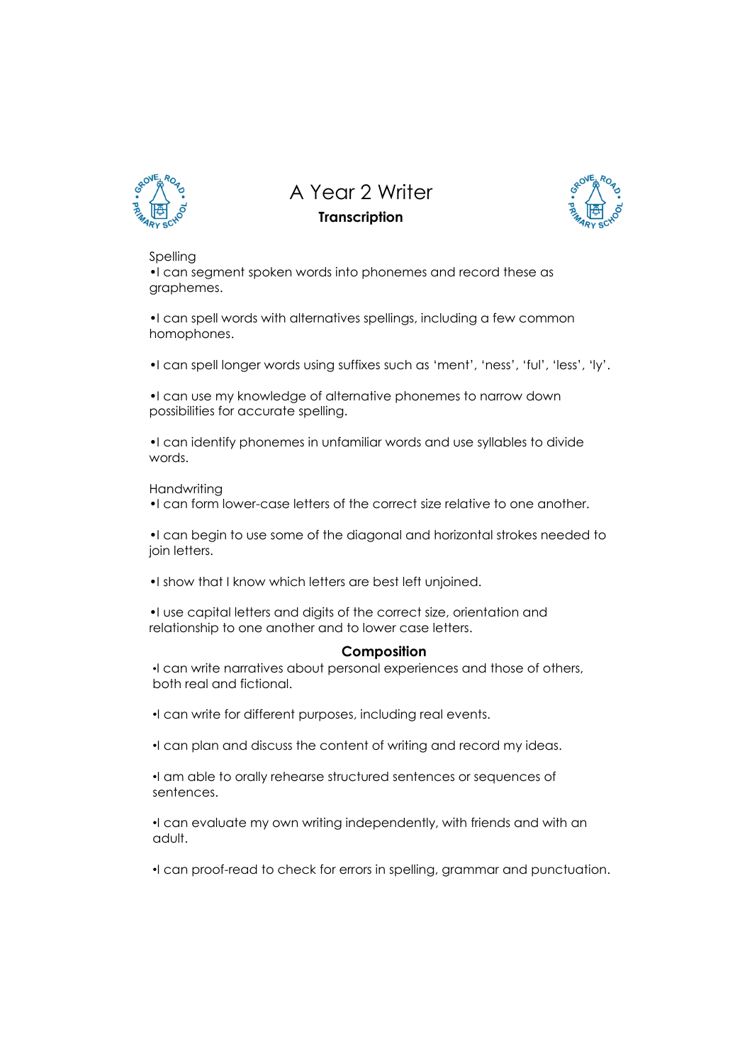# A Year 2 Writer

## Transcription

Spelling

- I can segment spoken words into phonemes and record these as graphemes.
- I can spell words with alternatives spellings, including a few common homophones.
- I can spell longer words using suffixes such as 'ment', 'ness', 'ful', 'less', 'ly'.
- I can use my knowledge of alternative phonemes to narrow down possibilities for accurate spelling.
- I can identify phonemes in unfamiliar words and use syllables to divide words.

Handwriting

- I can form lower-case letters of the correct size relative to one another.
- I can begin to use some of the diagonal and horizontal strokes needed to join letters.
- I show that I know which letters are best left unjoined.
- I use capital letters and digits of the correct size, orientation and relationship to one another and to lower case letters.

## Composition

- I can write narratives about personal experiences and those of others, both real and fictional.
- I can write for different purposes, including real events.
- I can plan and discuss the content of writing and record my ideas.
- I am able to orally rehearse structured sentences or sequences of sentences.
- I can evaluate my own writing independently, with friends and with an adult.
- I can proof-read to check for errors in spelling, grammar and punctuation.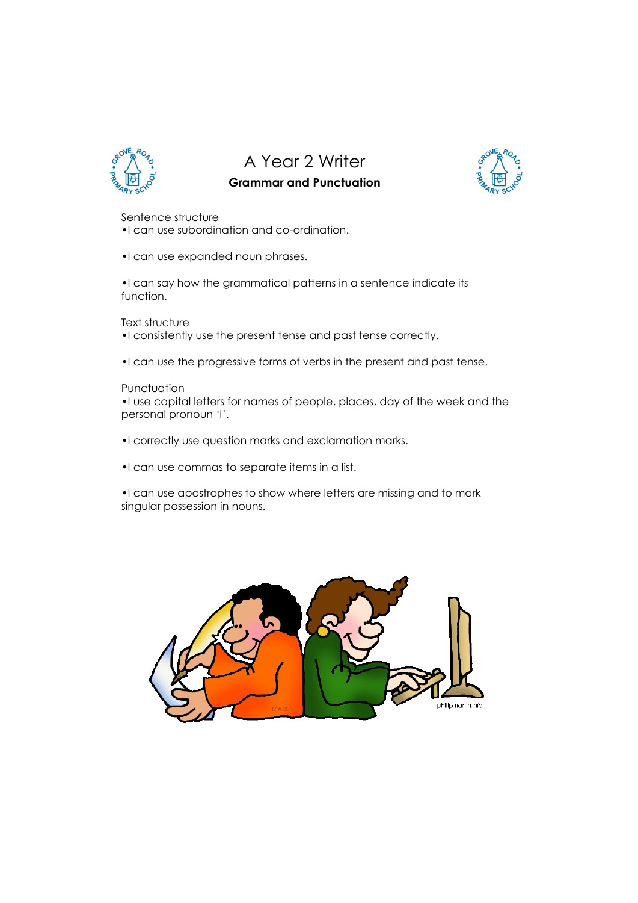# A Year 2 Writer

**Grammar and Punctuation**

Sentence structure

- I can use subordination and co-ordination.
- I can use expanded noun phrases.
- I can say how the grammatical patterns in a sentence indicate its function.

Text structure

- I consistently use the present tense and past tense correctly.
- I can use the progressive forms of verbs in the present and past tense.

Punctuation

- I use capital letters for names of people, places, day of the week and the personal pronoun ‘I’.
- I correctly use question marks and exclamation marks.
- I can use commas to separate items in a list.
- I can use apostrophes to show where letters are missing and to mark singular possession in nouns.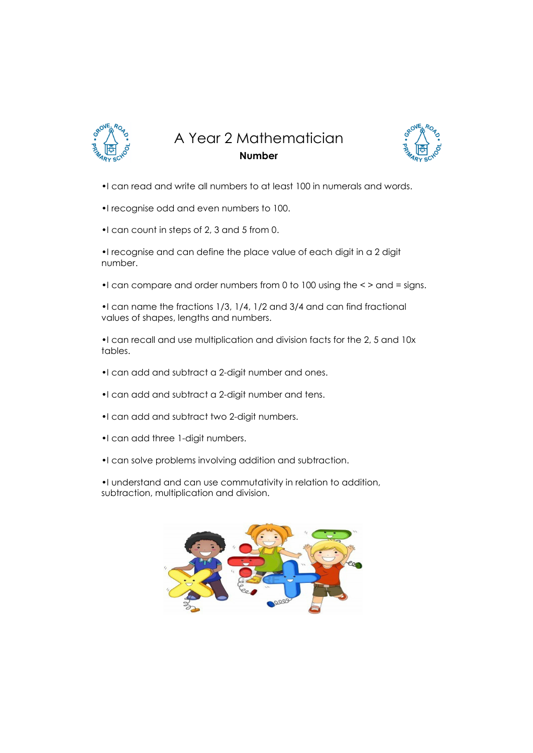# A Year 2 Mathematician

**Number**

- I can read and write all numbers to at least 100 in numerals and words.
- I recognise odd and even numbers to 100.
- I can count in steps of 2, 3 and 5 from 0.
- I recognise and can define the place value of each digit in a 2 digit number.
- I can compare and order numbers from 0 to 100 using the < > and = signs.
- I can name the fractions 1/3, 1/4, 1/2 and 3/4 and can find fractional values of shapes, lengths and numbers.
- I can recall and use multiplication and division facts for the 2, 5 and 10x tables.
- I can add and subtract a 2-digit number and ones.
- I can add and subtract a 2-digit number and tens.
- I can add and subtract two 2-digit numbers.
- I can add three 1-digit numbers.
- I can solve problems involving addition and subtraction.
- I understand and can use commutativity in relation to addition, subtraction, multiplication and division.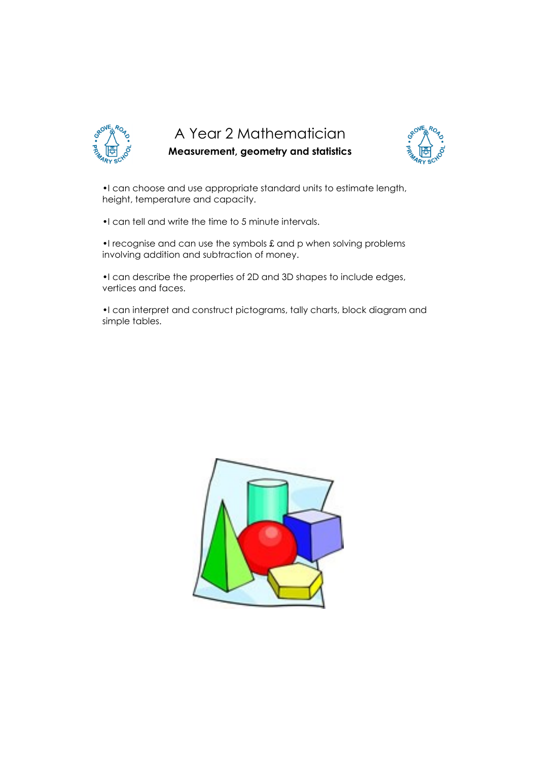# A Year 2 Mathematician

**Measurement, geometry and statistics**

- I can choose and use appropriate standard units to estimate length, height, temperature and capacity.

- I can tell and write the time to 5 minute intervals.

- I recognise and can use the symbols £ and p when solving problems involving addition and subtraction of money.

- I can describe the properties of 2D and 3D shapes to include edges, vertices and faces.

- I can interpret and construct pictograms, tally charts, block diagram and simple tables.